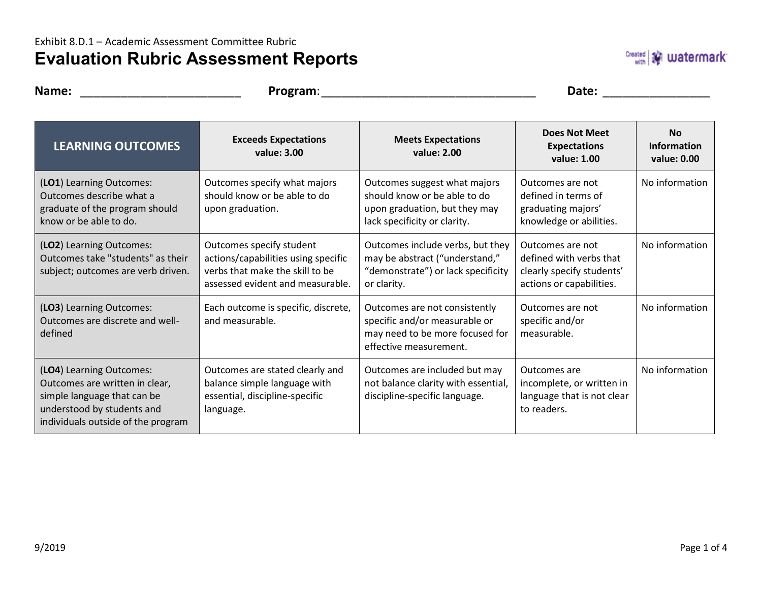Exhibit 8.D.1 – Academic Assessment Committee Rubric

# Evaluation Rubric Assessment Reports

**Name:** ________________________ **Program**:________________________________ **Date:** ________________

| LEARNING OUTCOMES | Exceeds Expectations value: 3.00 | Meets Expectations value: 2.00 | Does Not Meet Expectations value: 1.00 | No Information value: 0.00 |
|---|---|---|---|---|
| (**LO1**) Learning Outcomes: Outcomes describe what a graduate of the program should know or be able to do. | Outcomes specify what majors should know or be able to do upon graduation. | Outcomes suggest what majors should know or be able to do upon graduation, but they may lack specificity or clarity. | Outcomes are not defined in terms of graduating majors' knowledge or abilities. | No information |
| (**LO2**) Learning Outcomes: Outcomes take "students" as their subject; outcomes are verb driven. | Outcomes specify student actions/capabilities using specific verbs that make the skill to be assessed evident and measurable. | Outcomes include verbs, but they may be abstract ("understand," "demonstrate") or lack specificity or clarity. | Outcomes are not defined with verbs that clearly specify students' actions or capabilities. | No information |
| (**LO3**) Learning Outcomes: Outcomes are discrete and well-defined | Each outcome is specific, discrete, and measurable. | Outcomes are not consistently specific and/or measurable or may need to be more focused for effective measurement. | Outcomes are not specific and/or measurable. | No information |
| (**LO4**) Learning Outcomes: Outcomes are written in clear, simple language that can be understood by students and individuals outside of the program | Outcomes are stated clearly and balance simple language with essential, discipline-specific language. | Outcomes are included but may not balance clarity with essential, discipline-specific language. | Outcomes are incomplete, or written in language that is not clear to readers. | No information |

9/2019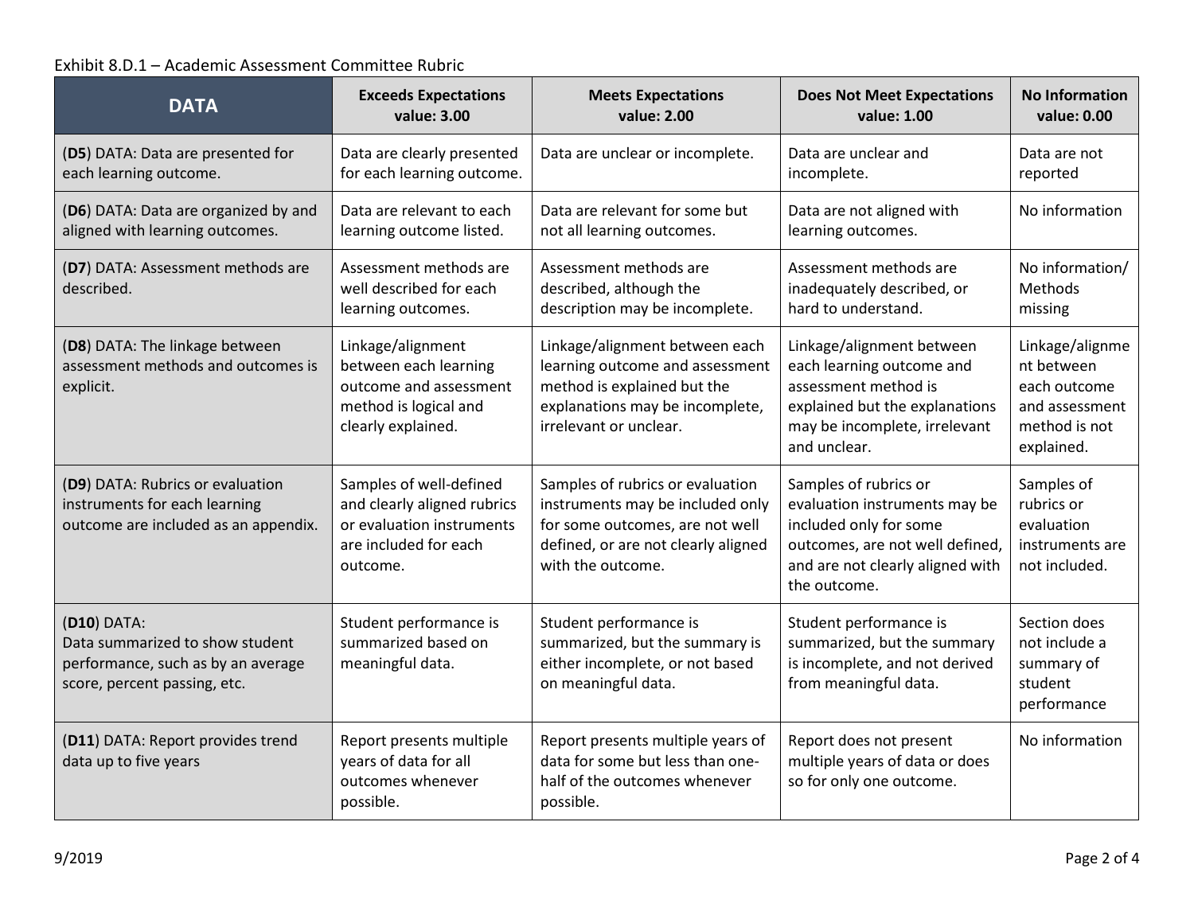Exhibit 8.D.1 – Academic Assessment Committee Rubric

| DATA | Exceeds Expectations value: 3.00 | Meets Expectations value: 2.00 | Does Not Meet Expectations value: 1.00 | No Information value: 0.00 |
|---|---|---|---|---|
| (**D5**) DATA: Data are presented for each learning outcome. | Data are clearly presented for each learning outcome. | Data are unclear or incomplete. | Data are unclear and incomplete. | Data are not reported |
| (**D6**) DATA: Data are organized by and aligned with learning outcomes. | Data are relevant to each learning outcome listed. | Data are relevant for some but not all learning outcomes. | Data are not aligned with learning outcomes. | No information |
| (**D7**) DATA: Assessment methods are described. | Assessment methods are well described for each learning outcomes. | Assessment methods are described, although the description may be incomplete. | Assessment methods are inadequately described, or hard to understand. | No information/ Methods missing |
| (**D8**) DATA: The linkage between assessment methods and outcomes is explicit. | Linkage/alignment between each learning outcome and assessment method is logical and clearly explained. | Linkage/alignment between each learning outcome and assessment method is explained but the explanations may be incomplete, irrelevant or unclear. | Linkage/alignment between each learning outcome and assessment method is explained but the explanations may be incomplete, irrelevant and unclear. | Linkage/alignment between each outcome and assessment method is not explained. |
| (**D9**) DATA: Rubrics or evaluation instruments for each learning outcome are included as an appendix. | Samples of well-defined and clearly aligned rubrics or evaluation instruments are included for each outcome. | Samples of rubrics or evaluation instruments may be included only for some outcomes, are not well defined, or are not clearly aligned with the outcome. | Samples of rubrics or evaluation instruments may be included only for some outcomes, are not well defined, and are not clearly aligned with the outcome. | Samples of rubrics or evaluation instruments are not included. |
| (**D10**) DATA: Data summarized to show student performance, such as by an average score, percent passing, etc. | Student performance is summarized based on meaningful data. | Student performance is summarized, but the summary is either incomplete, or not based on meaningful data. | Student performance is summarized, but the summary is incomplete, and not derived from meaningful data. | Section does not include a summary of student performance |
| (**D11**) DATA: Report provides trend data up to five years | Report presents multiple years of data for all outcomes whenever possible. | Report presents multiple years of data for some but less than one-half of the outcomes whenever possible. | Report does not present multiple years of data or does so for only one outcome. | No information |

9/2019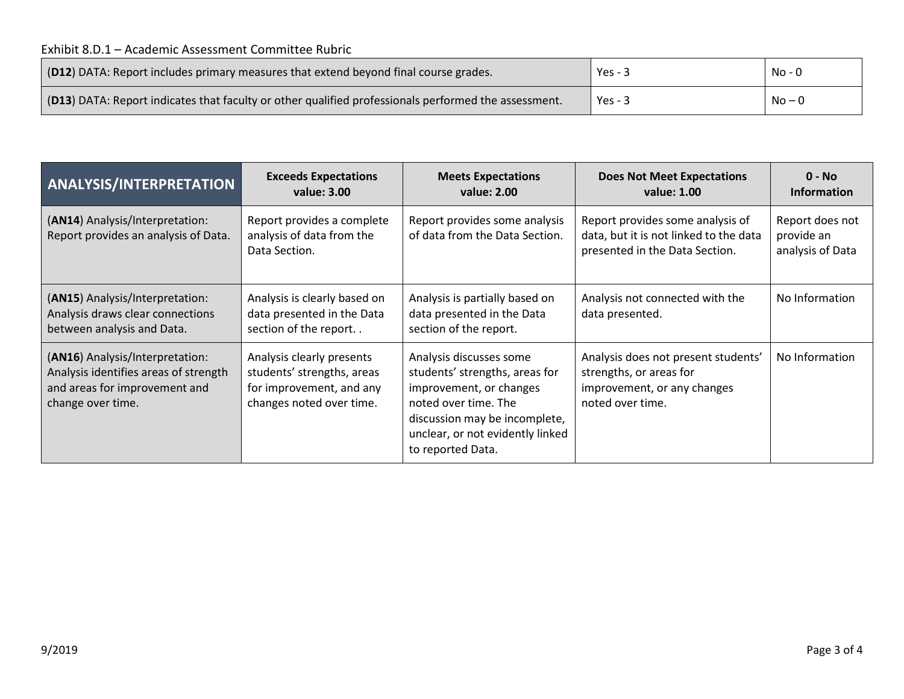Exhibit 8.D.1 – Academic Assessment Committee Rubric

| | | |
|---|---|---|
| (**D12**) DATA: Report includes primary measures that extend beyond final course grades. | Yes - 3 | No - 0 |
| (**D13**) DATA: Report indicates that faculty or other qualified professionals performed the assessment. | Yes - 3 | No – 0 |

| **ANALYSIS/INTERPRETATION** | **Exceeds Expectations value: 3.00** | **Meets Expectations value: 2.00** | **Does Not Meet Expectations value: 1.00** | **0 - No Information** |
|---|---|---|---|---|
| (**AN14**) Analysis/Interpretation: Report provides an analysis of Data. | Report provides a complete analysis of data from the Data Section. | Report provides some analysis of data from the Data Section. | Report provides some analysis of data, but it is not linked to the data presented in the Data Section. | Report does not provide an analysis of Data |
| (**AN15**) Analysis/Interpretation: Analysis draws clear connections between analysis and Data. | Analysis is clearly based on data presented in the Data section of the report. . | Analysis is partially based on data presented in the Data section of the report. | Analysis not connected with the data presented. | No Information |
| (**AN16**) Analysis/Interpretation: Analysis identifies areas of strength and areas for improvement and change over time. | Analysis clearly presents students' strengths, areas for improvement, and any changes noted over time. | Analysis discusses some students' strengths, areas for improvement, or changes noted over time. The discussion may be incomplete, unclear, or not evidently linked to reported Data. | Analysis does not present students' strengths, or areas for improvement, or any changes noted over time. | No Information |

9/2019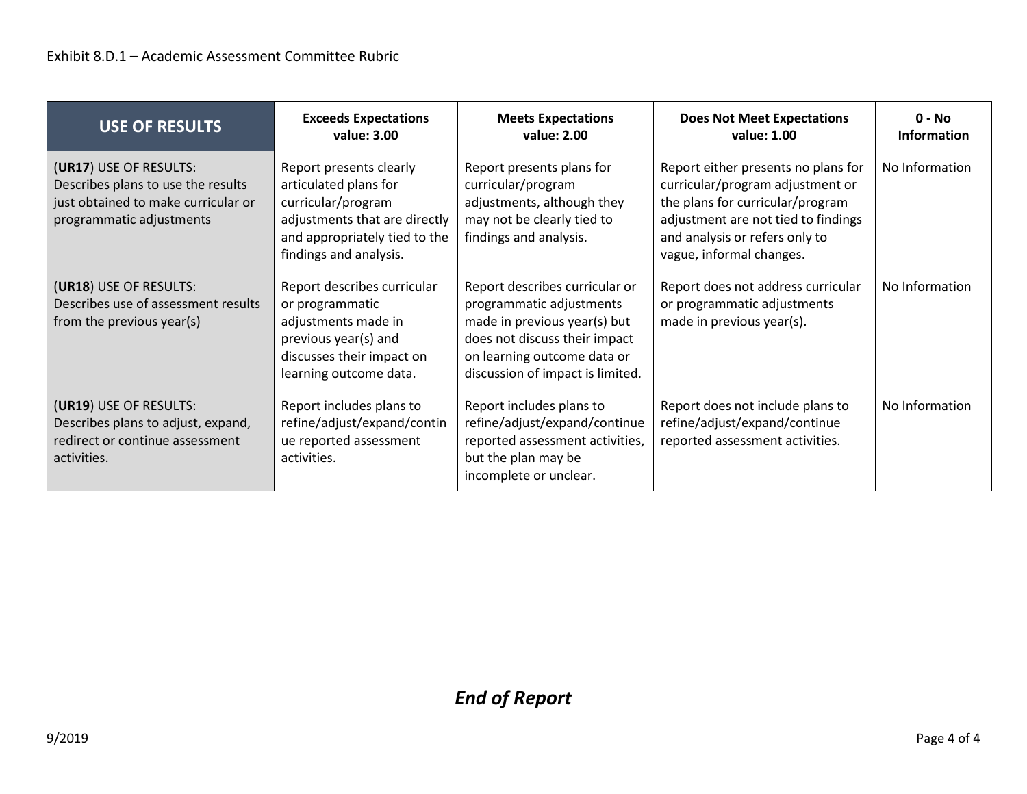Exhibit 8.D.1 – Academic Assessment Committee Rubric

| USE OF RESULTS | Exceeds Expectations value: 3.00 | Meets Expectations value: 2.00 | Does Not Meet Expectations value: 1.00 | 0 - No Information |
| --- | --- | --- | --- | --- |
| (**UR17**) USE OF RESULTS: Describes plans to use the results just obtained to make curricular or programmatic adjustments | Report presents clearly articulated plans for curricular/program adjustments that are directly and appropriately tied to the findings and analysis. | Report presents plans for curricular/program adjustments, although they may not be clearly tied to findings and analysis. | Report either presents no plans for curricular/program adjustment or the plans for curricular/program adjustment are not tied to findings and analysis or refers only to vague, informal changes. | No Information |
| (**UR18**) USE OF RESULTS: Describes use of assessment results from the previous year(s) | Report describes curricular or programmatic adjustments made in previous year(s) and discusses their impact on learning outcome data. | Report describes curricular or programmatic adjustments made in previous year(s) but does not discuss their impact on learning outcome data or discussion of impact is limited. | Report does not address curricular or programmatic adjustments made in previous year(s). | No Information |
| (**UR19**) USE OF RESULTS: Describes plans to adjust, expand, redirect or continue assessment activities. | Report includes plans to refine/adjust/expand/continue reported assessment activities. | Report includes plans to refine/adjust/expand/continue reported assessment activities, but the plan may be incomplete or unclear. | Report does not include plans to refine/adjust/expand/continue reported assessment activities. | No Information |

***End of Report***

9/2019